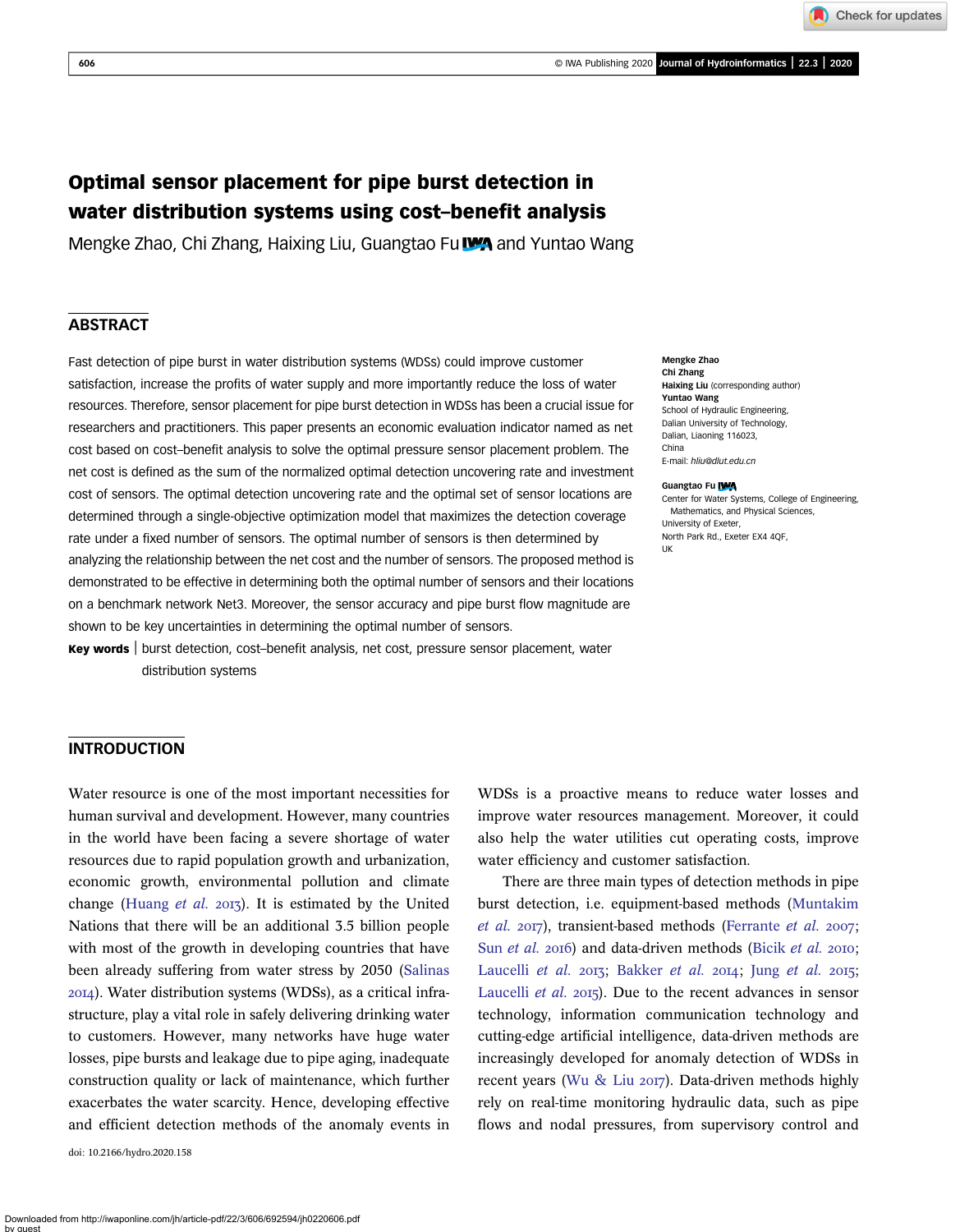# Optimal sensor placement for pipe burst detection in water distribution systems using cost–benefit analysis

Mengke Zhao, Chi Zhang, Haixing Liu, Guangtao Fu and Yuntao Wang

## ABSTRACT

Fast detection of pipe burst in water distribution systems (WDSs) could improve customer satisfaction, increase the profits of water supply and more importantly reduce the loss of water resources. Therefore, sensor placement for pipe burst detection in WDSs has been a crucial issue for researchers and practitioners. This paper presents an economic evaluation indicator named as net cost based on cost–benefit analysis to solve the optimal pressure sensor placement problem. The net cost is defined as the sum of the normalized optimal detection uncovering rate and investment cost of sensors. The optimal detection uncovering rate and the optimal set of sensor locations are determined through a single-objective optimization model that maximizes the detection coverage rate under a fixed number of sensors. The optimal number of sensors is then determined by analyzing the relationship between the net cost and the number of sensors. The proposed method is demonstrated to be effective in determining both the optimal number of sensors and their locations on a benchmark network Net3. Moreover, the sensor accuracy and pipe burst flow magnitude are shown to be key uncertainties in determining the optimal number of sensors.

**Key words** | burst detection, cost–benefit analysis, net cost, pressure sensor placement, water distribution systems

**Mengke Zhao**
**Chi Zhang**
**Haixing Liu** (corresponding author)
**Yuntao Wang**
School of Hydraulic Engineering,
Dalian University of Technology,
Dalian, Liaoning 116023,
China
E-mail: *hliu@dlut.edu.cn*

**Guangtao Fu**
Center for Water Systems, College of Engineering,
Mathematics, and Physical Sciences,
University of Exeter,
North Park Rd., Exeter EX4 4QF,
UK

## INTRODUCTION

Water resource is one of the most important necessities for human survival and development. However, many countries in the world have been facing a severe shortage of water resources due to rapid population growth and urbanization, economic growth, environmental pollution and climate change (Huang *et al.* 2013). It is estimated by the United Nations that there will be an additional 3.5 billion people with most of the growth in developing countries that have been already suffering from water stress by 2050 (Salinas 2014). Water distribution systems (WDSs), as a critical infrastructure, play a vital role in safely delivering drinking water to customers. However, many networks have huge water losses, pipe bursts and leakage due to pipe aging, inadequate construction quality or lack of maintenance, which further exacerbates the water scarcity. Hence, developing effective and efficient detection methods of the anomaly events in WDSs is a proactive means to reduce water losses and improve water resources management. Moreover, it could also help the water utilities cut operating costs, improve water efficiency and customer satisfaction.

There are three main types of detection methods in pipe burst detection, i.e. equipment-based methods (Muntakim *et al.* 2017), transient-based methods (Ferrante *et al.* 2007; Sun *et al.* 2016) and data-driven methods (Bicik *et al.* 2010; Laucelli *et al.* 2013; Bakker *et al.* 2014; Jung *et al.* 2015; Laucelli *et al.* 2015). Due to the recent advances in sensor technology, information communication technology and cutting-edge artificial intelligence, data-driven methods are increasingly developed for anomaly detection of WDSs in recent years (Wu & Liu 2017). Data-driven methods highly rely on real-time monitoring hydraulic data, such as pipe flows and nodal pressures, from supervisory control and

doi: 10.2166/hydro.2020.158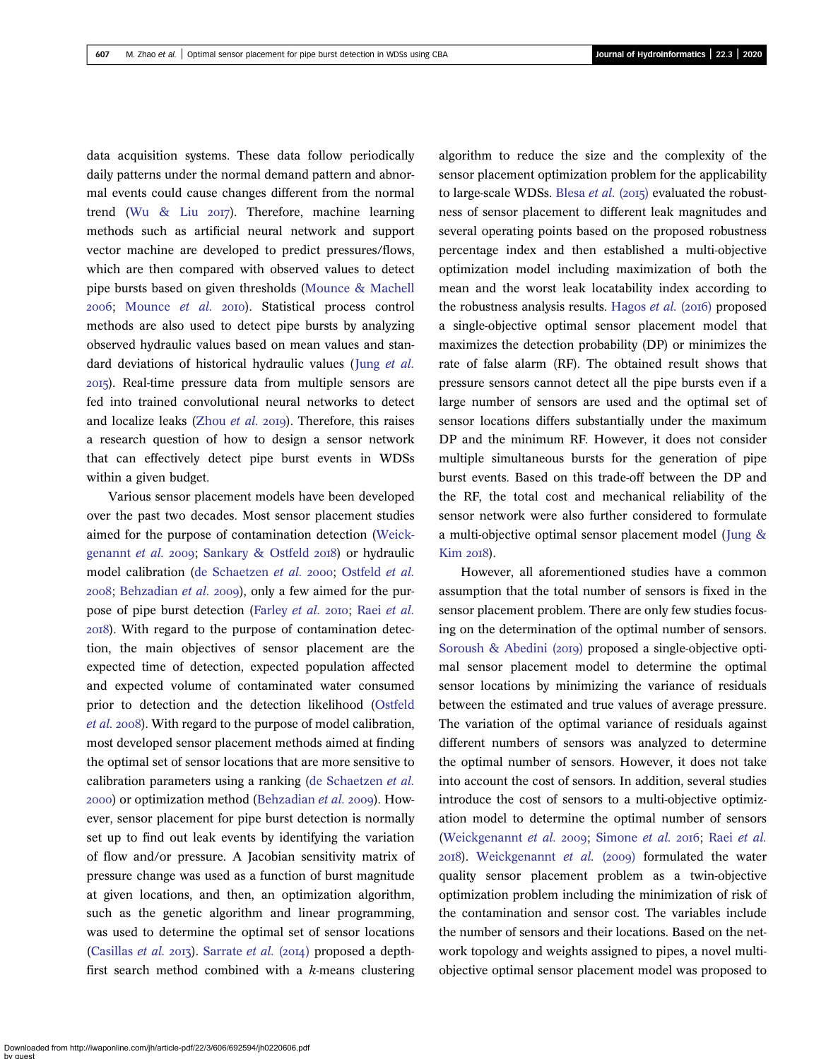data acquisition systems. These data follow periodically daily patterns under the normal demand pattern and abnormal events could cause changes different from the normal trend (Wu & Liu 2017). Therefore, machine learning methods such as artificial neural network and support vector machine are developed to predict pressures/flows, which are then compared with observed values to detect pipe bursts based on given thresholds (Mounce & Machell 2006; Mounce *et al.* 2010). Statistical process control methods are also used to detect pipe bursts by analyzing observed hydraulic values based on mean values and standard deviations of historical hydraulic values (Jung *et al.* 2015). Real-time pressure data from multiple sensors are fed into trained convolutional neural networks to detect and localize leaks (Zhou *et al.* 2019). Therefore, this raises a research question of how to design a sensor network that can effectively detect pipe burst events in WDSs within a given budget.

Various sensor placement models have been developed over the past two decades. Most sensor placement studies aimed for the purpose of contamination detection (Weickgenannt *et al.* 2009; Sankary & Ostfeld 2018) or hydraulic model calibration (de Schaetzen *et al.* 2000; Ostfeld *et al.* 2008; Behzadian *et al.* 2009), only a few aimed for the purpose of pipe burst detection (Farley *et al.* 2010; Raei *et al.* 2018). With regard to the purpose of contamination detection, the main objectives of sensor placement are the expected time of detection, expected population affected and expected volume of contaminated water consumed prior to detection and the detection likelihood (Ostfeld *et al.* 2008). With regard to the purpose of model calibration, most developed sensor placement methods aimed at finding the optimal set of sensor locations that are more sensitive to calibration parameters using a ranking (de Schaetzen *et al.* 2000) or optimization method (Behzadian *et al.* 2009). However, sensor placement for pipe burst detection is normally set up to find out leak events by identifying the variation of flow and/or pressure. A Jacobian sensitivity matrix of pressure change was used as a function of burst magnitude at given locations, and then, an optimization algorithm, such as the genetic algorithm and linear programming, was used to determine the optimal set of sensor locations (Casillas *et al.* 2013). Sarrate *et al.* (2014) proposed a depth-first search method combined with a $k$-means clustering algorithm to reduce the size and the complexity of the sensor placement optimization problem for the applicability to large-scale WDSs. Blesa *et al.* (2015) evaluated the robustness of sensor placement to different leak magnitudes and several operating points based on the proposed robustness percentage index and then established a multi-objective optimization model including maximization of both the mean and the worst leak locatability index according to the robustness analysis results. Hagos *et al.* (2016) proposed a single-objective optimal sensor placement model that maximizes the detection probability (DP) or minimizes the rate of false alarm (RF). The obtained result shows that pressure sensors cannot detect all the pipe bursts even if a large number of sensors are used and the optimal set of sensor locations differs substantially under the maximum DP and the minimum RF. However, it does not consider multiple simultaneous bursts for the generation of pipe burst events. Based on this trade-off between the DP and the RF, the total cost and mechanical reliability of the sensor network were also further considered to formulate a multi-objective optimal sensor placement model (Jung & Kim 2018).

However, all aforementioned studies have a common assumption that the total number of sensors is fixed in the sensor placement problem. There are only few studies focusing on the determination of the optimal number of sensors. Soroush & Abedini (2019) proposed a single-objective optimal sensor placement model to determine the optimal sensor locations by minimizing the variance of residuals between the estimated and true values of average pressure. The variation of the optimal variance of residuals against different numbers of sensors was analyzed to determine the optimal number of sensors. However, it does not take into account the cost of sensors. In addition, several studies introduce the cost of sensors to a multi-objective optimization model to determine the optimal number of sensors (Weickgenannt *et al.* 2009; Simone *et al.* 2016; Raei *et al.* 2018). Weickgenannt *et al.* (2009) formulated the water quality sensor placement problem as a twin-objective optimization problem including the minimization of risk of the contamination and sensor cost. The variables include the number of sensors and their locations. Based on the network topology and weights assigned to pipes, a novel multi-objective optimal sensor placement model was proposed to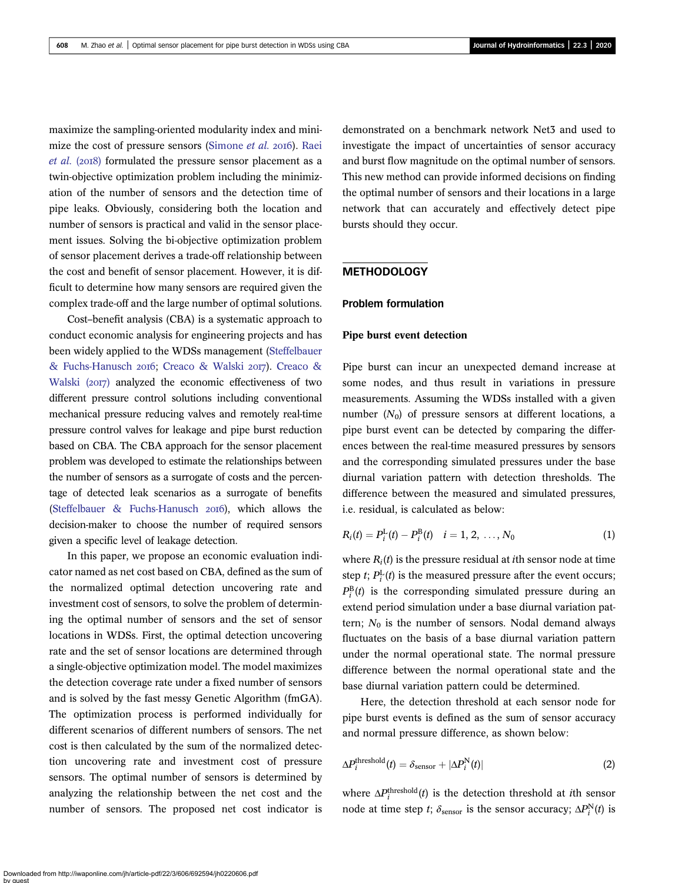maximize the sampling-oriented modularity index and minimize the cost of pressure sensors (Simone *et al.* 2016). Raei *et al.* (2018) formulated the pressure sensor placement as a twin-objective optimization problem including the minimization of the number of sensors and the detection time of pipe leaks. Obviously, considering both the location and number of sensors is practical and valid in the sensor placement issues. Solving the bi-objective optimization problem of sensor placement derives a trade-off relationship between the cost and benefit of sensor placement. However, it is difficult to determine how many sensors are required given the complex trade-off and the large number of optimal solutions.

Cost–benefit analysis (CBA) is a systematic approach to conduct economic analysis for engineering projects and has been widely applied to the WDSs management (Steffelbauer & Fuchs-Hanusch 2016; Creaco & Walski 2017). Creaco & Walski (2017) analyzed the economic effectiveness of two different pressure control solutions including conventional mechanical pressure reducing valves and remotely real-time pressure control valves for leakage and pipe burst reduction based on CBA. The CBA approach for the sensor placement problem was developed to estimate the relationships between the number of sensors as a surrogate of costs and the percentage of detected leak scenarios as a surrogate of benefits (Steffelbauer & Fuchs-Hanusch 2016), which allows the decision-maker to choose the number of required sensors given a specific level of leakage detection.

In this paper, we propose an economic evaluation indicator named as net cost based on CBA, defined as the sum of the normalized optimal detection uncovering rate and investment cost of sensors, to solve the problem of determining the optimal number of sensors and the set of sensor locations in WDSs. First, the optimal detection uncovering rate and the set of sensor locations are determined through a single-objective optimization model. The model maximizes the detection coverage rate under a fixed number of sensors and is solved by the fast messy Genetic Algorithm (fmGA). The optimization process is performed individually for different scenarios of different numbers of sensors. The net cost is then calculated by the sum of the normalized detection uncovering rate and investment cost of pressure sensors. The optimal number of sensors is determined by analyzing the relationship between the net cost and the number of sensors. The proposed net cost indicator is demonstrated on a benchmark network Net3 and used to investigate the impact of uncertainties of sensor accuracy and burst flow magnitude on the optimal number of sensors. This new method can provide informed decisions on finding the optimal number of sensors and their locations in a large network that can accurately and effectively detect pipe bursts should they occur.

## METHODOLOGY

### Problem formulation

#### Pipe burst event detection

Pipe burst can incur an unexpected demand increase at some nodes, and thus result in variations in pressure measurements. Assuming the WDSs installed with a given number ($N_0$) of pressure sensors at different locations, a pipe burst event can be detected by comparing the differences between the real-time measured pressures by sensors and the corresponding simulated pressures under the base diurnal variation pattern with detection thresholds. The difference between the measured and simulated pressures, i.e. residual, is calculated as below:

$$R_i(t) = P_i^{\mathrm{L}}(t) - P_i^{\mathrm{B}}(t) \quad i = 1, 2, \ldots, N_0 \tag{1}$$

where $R_i(t)$ is the pressure residual at $i$th sensor node at time step $t$; $P_i^{\mathrm{L}}(t)$ is the measured pressure after the event occurs; $P_i^{\mathrm{B}}(t)$ is the corresponding simulated pressure during an extend period simulation under a base diurnal variation pattern; $N_0$ is the number of sensors. Nodal demand always fluctuates on the basis of a base diurnal variation pattern under the normal operational state. The normal pressure difference between the normal operational state and the base diurnal variation pattern could be determined.

Here, the detection threshold at each sensor node for pipe burst events is defined as the sum of sensor accuracy and normal pressure difference, as shown below:

$$\Delta P_i^{\mathrm{threshold}}(t) = \delta_{\mathrm{sensor}} + |\Delta P_i^{\mathrm{N}}(t)| \tag{2}$$

where $\Delta P_i^{\mathrm{threshold}}(t)$ is the detection threshold at $i$th sensor node at time step $t$; $\delta_{\mathrm{sensor}}$ is the sensor accuracy; $\Delta P_i^{\mathrm{N}}(t)$ is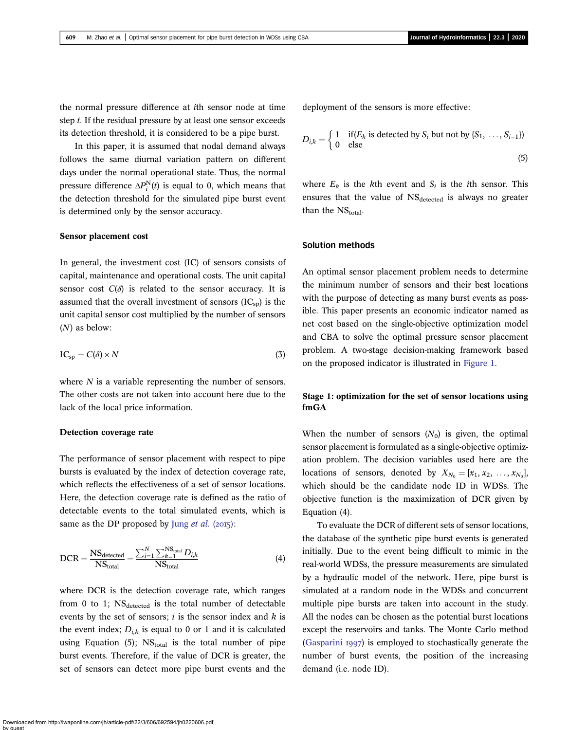the normal pressure difference at $i$th sensor node at time step $t$. If the residual pressure by at least one sensor exceeds its detection threshold, it is considered to be a pipe burst.

In this paper, it is assumed that nodal demand always follows the same diurnal variation pattern on different days under the normal operational state. Thus, the normal pressure difference $\Delta P_i^{\mathrm{N}}(t)$ is equal to 0, which means that the detection threshold for the simulated pipe burst event is determined only by the sensor accuracy.

### Sensor placement cost

In general, the investment cost (IC) of sensors consists of capital, maintenance and operational costs. The unit capital sensor cost $C(\delta)$ is related to the sensor accuracy. It is assumed that the overall investment of sensors ($\mathrm{IC_{sp}}$) is the unit capital sensor cost multiplied by the number of sensors ($N$) as below:

$$\mathrm{IC_{sp}} = C(\delta) \times N \tag{3}$$

where $N$ is a variable representing the number of sensors. The other costs are not taken into account here due to the lack of the local price information.

### Detection coverage rate

The performance of sensor placement with respect to pipe bursts is evaluated by the index of detection coverage rate, which reflects the effectiveness of a set of sensor locations. Here, the detection coverage rate is defined as the ratio of detectable events to the total simulated events, which is same as the DP proposed by Jung *et al.* (2015):

$$\mathrm{DCR} = \frac{\mathrm{NS_{detected}}}{\mathrm{NS_{total}}} = \frac{\sum_{i=1}^{N}\sum_{k=1}^{\mathrm{NS_{total}}} D_{i,k}}{\mathrm{NS_{total}}} \tag{4}$$

where DCR is the detection coverage rate, which ranges from 0 to 1; $\mathrm{NS_{detected}}$ is the total number of detectable events by the set of sensors; $i$ is the sensor index and $k$ is the event index; $D_{i,k}$ is equal to 0 or 1 and it is calculated using Equation (5); $\mathrm{NS_{total}}$ is the total number of pipe burst events. Therefore, if the value of DCR is greater, the set of sensors can detect more pipe burst events and the deployment of the sensors is more effective:

$$D_{i,k} = \begin{cases} 1 & \text{if}(E_k \text{ is detected by } S_i \text{ but not by } \{S_1, \ldots, S_{i-1}\}) \\ 0 & \text{else} \end{cases} \tag{5}$$

where $E_k$ is the $k$th event and $S_i$ is the $i$th sensor. This ensures that the value of $\mathrm{NS_{detected}}$ is always no greater than the $\mathrm{NS_{total}}$.

## Solution methods

An optimal sensor placement problem needs to determine the minimum number of sensors and their best locations with the purpose of detecting as many burst events as possible. This paper presents an economic indicator named as net cost based on the single-objective optimization model and CBA to solve the optimal pressure sensor placement problem. A two-stage decision-making framework based on the proposed indicator is illustrated in Figure 1.

### Stage 1: optimization for the set of sensor locations using fmGA

When the number of sensors ($N_0$) is given, the optimal sensor placement is formulated as a single-objective optimization problem. The decision variables used here are the locations of sensors, denoted by $X_{N_0} = [x_1, x_2, \ldots, x_{N_0}]$, which should be the candidate node ID in WDSs. The objective function is the maximization of DCR given by Equation (4).

To evaluate the DCR of different sets of sensor locations, the database of the synthetic pipe burst events is generated initially. Due to the event being difficult to mimic in the real-world WDSs, the pressure measurements are simulated by a hydraulic model of the network. Here, pipe burst is simulated at a random node in the WDSs and concurrent multiple pipe bursts are taken into account in the study. All the nodes can be chosen as the potential burst locations except the reservoirs and tanks. The Monte Carlo method (Gasparini 1997) is employed to stochastically generate the number of burst events, the position of the increasing demand (i.e. node ID).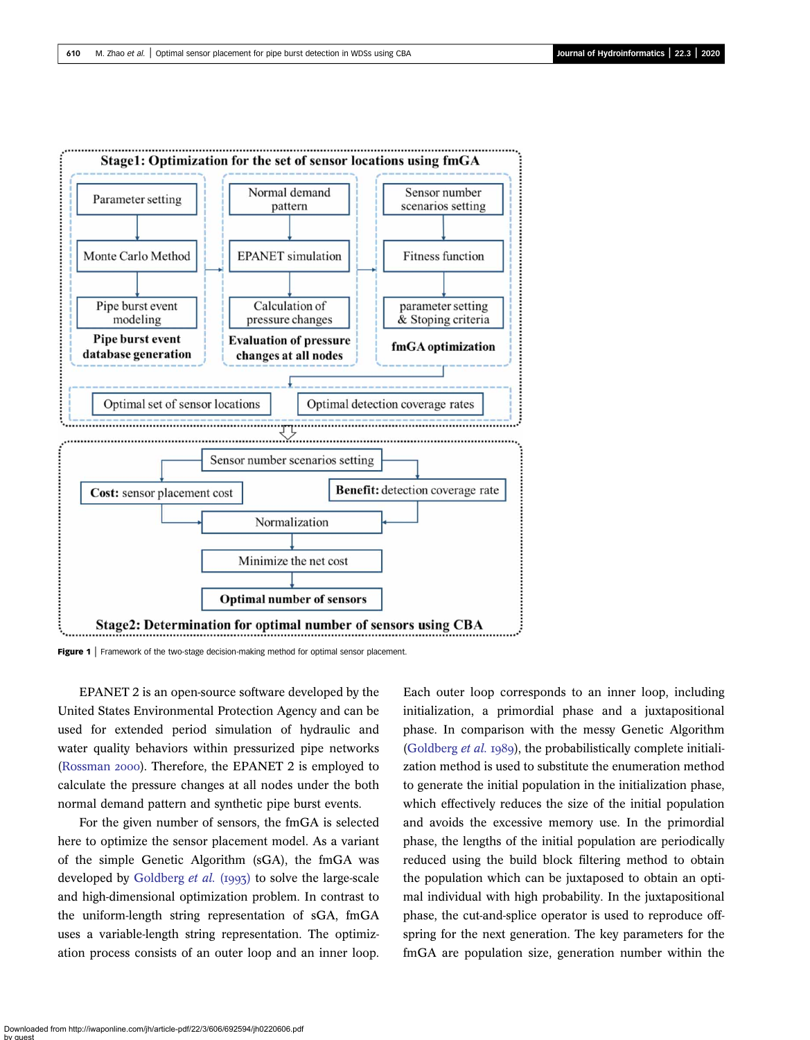Figure 1 | Framework of the two-stage decision-making method for optimal sensor placement.

EPANET 2 is an open-source software developed by the United States Environmental Protection Agency and can be used for extended period simulation of hydraulic and water quality behaviors within pressurized pipe networks (Rossman 2000). Therefore, the EPANET 2 is employed to calculate the pressure changes at all nodes under the both normal demand pattern and synthetic pipe burst events.

For the given number of sensors, the fmGA is selected here to optimize the sensor placement model. As a variant of the simple Genetic Algorithm (sGA), the fmGA was developed by Goldberg *et al.* (1993) to solve the large-scale and high-dimensional optimization problem. In contrast to the uniform-length string representation of sGA, fmGA uses a variable-length string representation. The optimization process consists of an outer loop and an inner loop. Each outer loop corresponds to an inner loop, including initialization, a primordial phase and a juxtapositional phase. In comparison with the messy Genetic Algorithm (Goldberg *et al.* 1989), the probabilistically complete initialization method is used to substitute the enumeration method to generate the initial population in the initialization phase, which effectively reduces the size of the initial population and avoids the excessive memory use. In the primordial phase, the lengths of the initial population are periodically reduced using the build block filtering method to obtain the population which can be juxtaposed to obtain an optimal individual with high probability. In the juxtapositional phase, the cut-and-splice operator is used to reproduce offspring for the next generation. The key parameters for the fmGA are population size, generation number within the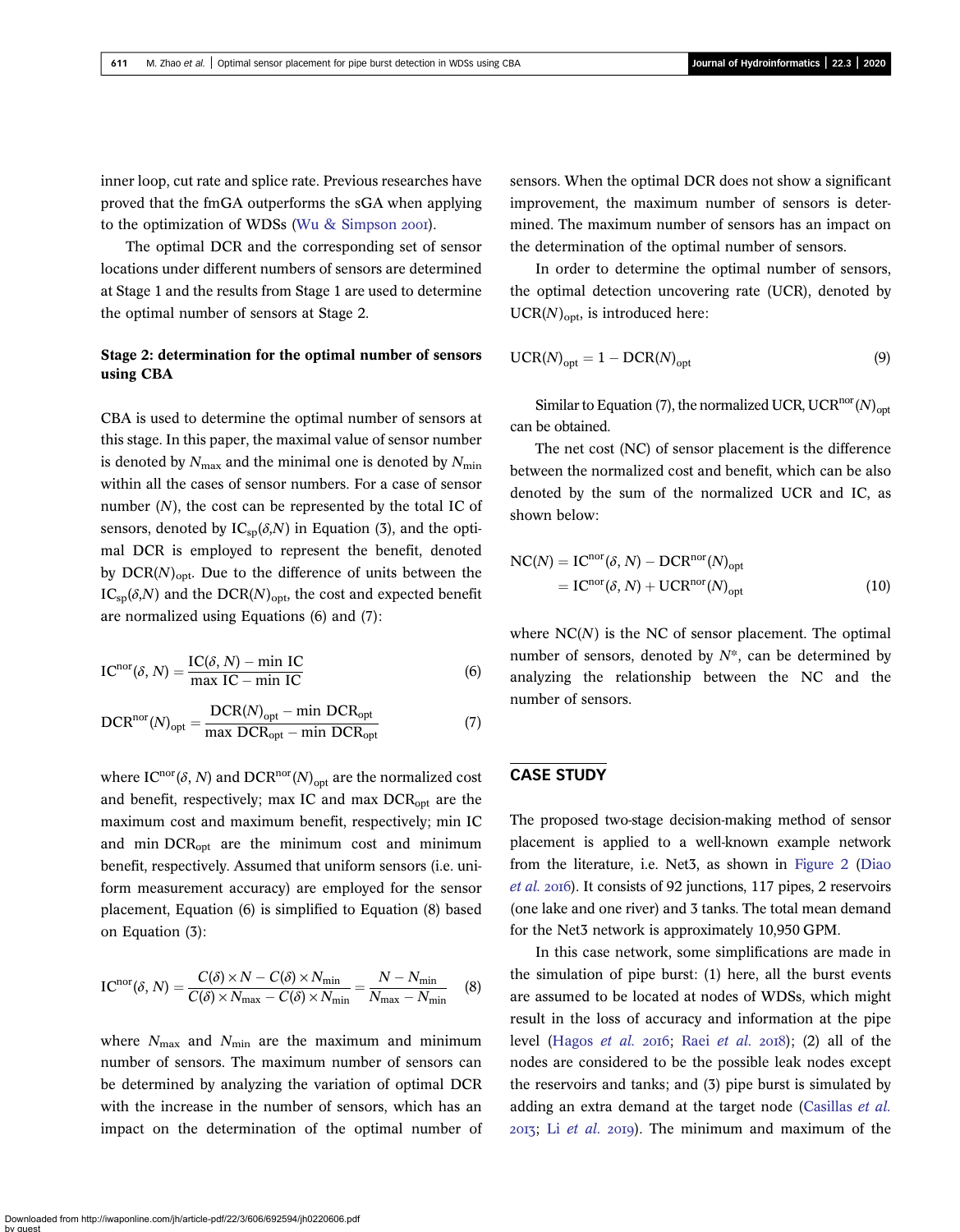inner loop, cut rate and splice rate. Previous researches have proved that the fmGA outperforms the sGA when applying to the optimization of WDSs (Wu & Simpson 2001).

The optimal DCR and the corresponding set of sensor locations under different numbers of sensors are determined at Stage 1 and the results from Stage 1 are used to determine the optimal number of sensors at Stage 2.

### Stage 2: determination for the optimal number of sensors using CBA

CBA is used to determine the optimal number of sensors at this stage. In this paper, the maximal value of sensor number is denoted by $N_{\max}$ and the minimal one is denoted by $N_{\min}$ within all the cases of sensor numbers. For a case of sensor number ($N$), the cost can be represented by the total IC of sensors, denoted by $\mathrm{IC}_{\mathrm{sp}}(\delta,N)$ in Equation (3), and the optimal DCR is employed to represent the benefit, denoted by $\mathrm{DCR}(N)_{\mathrm{opt}}$. Due to the difference of units between the $\mathrm{IC}_{\mathrm{sp}}(\delta,N)$ and the $\mathrm{DCR}(N)_{\mathrm{opt}}$, the cost and expected benefit are normalized using Equations (6) and (7):

$$\mathrm{IC}^{\mathrm{nor}}(\delta, N) = \frac{\mathrm{IC}(\delta, N) - \min \mathrm{IC}}{\max \mathrm{IC} - \min \mathrm{IC}} \tag{6}$$

$$\mathrm{DCR}^{\mathrm{nor}}(N)_{\mathrm{opt}} = \frac{\mathrm{DCR}(N)_{\mathrm{opt}} - \min \mathrm{DCR}_{\mathrm{opt}}}{\max \mathrm{DCR}_{\mathrm{opt}} - \min \mathrm{DCR}_{\mathrm{opt}}} \tag{7}$$

where $\mathrm{IC}^{\mathrm{nor}}(\delta, N)$ and $\mathrm{DCR}^{\mathrm{nor}}(N)_{\mathrm{opt}}$ are the normalized cost and benefit, respectively; max IC and max $\mathrm{DCR}_{\mathrm{opt}}$ are the maximum cost and maximum benefit, respectively; min IC and min $\mathrm{DCR}_{\mathrm{opt}}$ are the minimum cost and minimum benefit, respectively. Assumed that uniform sensors (i.e. uniform measurement accuracy) are employed for the sensor placement, Equation (6) is simplified to Equation (8) based on Equation (3):

$$\mathrm{IC}^{\mathrm{nor}}(\delta, N) = \frac{C(\delta) \times N - C(\delta) \times N_{\min}}{C(\delta) \times N_{\max} - C(\delta) \times N_{\min}} = \frac{N - N_{\min}}{N_{\max} - N_{\min}} \tag{8}$$

where $N_{\max}$ and $N_{\min}$ are the maximum and minimum number of sensors. The maximum number of sensors can be determined by analyzing the variation of optimal DCR with the increase in the number of sensors, which has an impact on the determination of the optimal number of sensors. When the optimal DCR does not show a significant improvement, the maximum number of sensors is determined. The maximum number of sensors has an impact on the determination of the optimal number of sensors.

In order to determine the optimal number of sensors, the optimal detection uncovering rate (UCR), denoted by $\mathrm{UCR}(N)_{\mathrm{opt}}$, is introduced here:

$$\mathrm{UCR}(N)_{\mathrm{opt}} = 1 - \mathrm{DCR}(N)_{\mathrm{opt}} \tag{9}$$

Similar to Equation (7), the normalized UCR, $\mathrm{UCR}^{\mathrm{nor}}(N)_{\mathrm{opt}}$ can be obtained.

The net cost (NC) of sensor placement is the difference between the normalized cost and benefit, which can be also denoted by the sum of the normalized UCR and IC, as shown below:

$$\begin{aligned}\mathrm{NC}(N) &= \mathrm{IC}^{\mathrm{nor}}(\delta, N) - \mathrm{DCR}^{\mathrm{nor}}(N)_{\mathrm{opt}} \\ &= \mathrm{IC}^{\mathrm{nor}}(\delta, N) + \mathrm{UCR}^{\mathrm{nor}}(N)_{\mathrm{opt}}\end{aligned} \tag{10}$$

where $\mathrm{NC}(N)$ is the NC of sensor placement. The optimal number of sensors, denoted by $N^*$, can be determined by analyzing the relationship between the NC and the number of sensors.

## CASE STUDY

The proposed two-stage decision-making method of sensor placement is applied to a well-known example network from the literature, i.e. Net3, as shown in Figure 2 (Diao *et al.* 2016). It consists of 92 junctions, 117 pipes, 2 reservoirs (one lake and one river) and 3 tanks. The total mean demand for the Net3 network is approximately 10,950 GPM.

In this case network, some simplifications are made in the simulation of pipe burst: (1) here, all the burst events are assumed to be located at nodes of WDSs, which might result in the loss of accuracy and information at the pipe level (Hagos *et al.* 2016; Raei *et al.* 2018); (2) all of the nodes are considered to be the possible leak nodes except the reservoirs and tanks; and (3) pipe burst is simulated by adding an extra demand at the target node (Casillas *et al.* 2013; Li *et al.* 2019). The minimum and maximum of the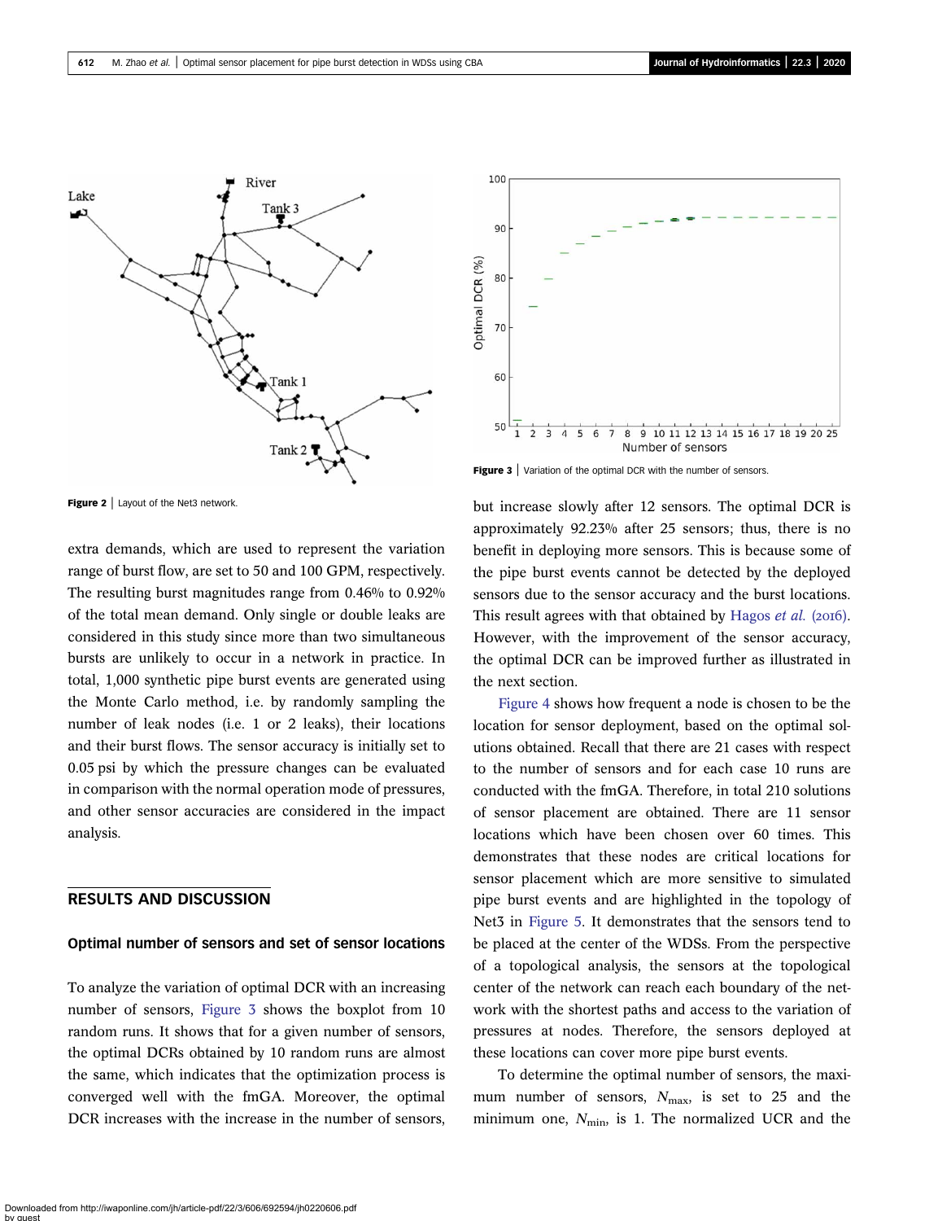Figure 2 | Layout of the Net3 network.

extra demands, which are used to represent the variation range of burst flow, are set to 50 and 100 GPM, respectively. The resulting burst magnitudes range from 0.46% to 0.92% of the total mean demand. Only single or double leaks are considered in this study since more than two simultaneous bursts are unlikely to occur in a network in practice. In total, 1,000 synthetic pipe burst events are generated using the Monte Carlo method, i.e. by randomly sampling the number of leak nodes (i.e. 1 or 2 leaks), their locations and their burst flows. The sensor accuracy is initially set to 0.05 psi by which the pressure changes can be evaluated in comparison with the normal operation mode of pressures, and other sensor accuracies are considered in the impact analysis.

## RESULTS AND DISCUSSION

### Optimal number of sensors and set of sensor locations

To analyze the variation of optimal DCR with an increasing number of sensors, Figure 3 shows the boxplot from 10 random runs. It shows that for a given number of sensors, the optimal DCRs obtained by 10 random runs are almost the same, which indicates that the optimization process is converged well with the fmGA. Moreover, the optimal DCR increases with the increase in the number of sensors, but increase slowly after 12 sensors. The optimal DCR is approximately 92.23% after 25 sensors; thus, there is no benefit in deploying more sensors. This is because some of the pipe burst events cannot be detected by the deployed sensors due to the sensor accuracy and the burst locations. This result agrees with that obtained by Hagos *et al.* (2016). However, with the improvement of the sensor accuracy, the optimal DCR can be improved further as illustrated in the next section.

Figure 3 | Variation of the optimal DCR with the number of sensors.

Figure 4 shows how frequent a node is chosen to be the location for sensor deployment, based on the optimal solutions obtained. Recall that there are 21 cases with respect to the number of sensors and for each case 10 runs are conducted with the fmGA. Therefore, in total 210 solutions of sensor placement are obtained. There are 11 sensor locations which have been chosen over 60 times. This demonstrates that these nodes are critical locations for sensor placement which are more sensitive to simulated pipe burst events and are highlighted in the topology of Net3 in Figure 5. It demonstrates that the sensors tend to be placed at the center of the WDSs. From the perspective of a topological analysis, the sensors at the topological center of the network can reach each boundary of the network with the shortest paths and access to the variation of pressures at nodes. Therefore, the sensors deployed at these locations can cover more pipe burst events.

To determine the optimal number of sensors, the maximum number of sensors, $N_{\max}$, is set to 25 and the minimum one, $N_{\min}$, is 1. The normalized UCR and the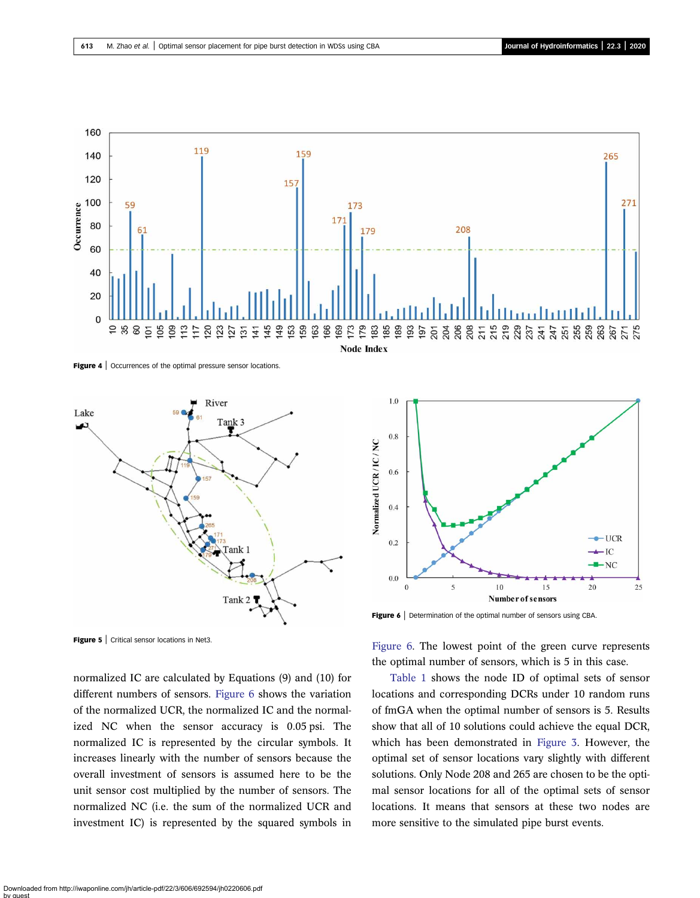Figure 4 | Occurrences of the optimal pressure sensor locations.

Figure 5 | Critical sensor locations in Net3.

Figure 6 | Determination of the optimal number of sensors using CBA.

normalized IC are calculated by Equations (9) and (10) for different numbers of sensors. Figure 6 shows the variation of the normalized UCR, the normalized IC and the normalized NC when the sensor accuracy is 0.05 psi. The normalized IC is represented by the circular symbols. It increases linearly with the number of sensors because the overall investment of sensors is assumed here to be the unit sensor cost multiplied by the number of sensors. The normalized NC (i.e. the sum of the normalized UCR and investment IC) is represented by the squared symbols in Figure 6. The lowest point of the green curve represents the optimal number of sensors, which is 5 in this case.

Table 1 shows the node ID of optimal sets of sensor locations and corresponding DCRs under 10 random runs of fmGA when the optimal number of sensors is 5. Results show that all of 10 solutions could achieve the equal DCR, which has been demonstrated in Figure 3. However, the optimal set of sensor locations vary slightly with different solutions. Only Node 208 and 265 are chosen to be the optimal sensor locations for all of the optimal sets of sensor locations. It means that sensors at these two nodes are more sensitive to the simulated pipe burst events.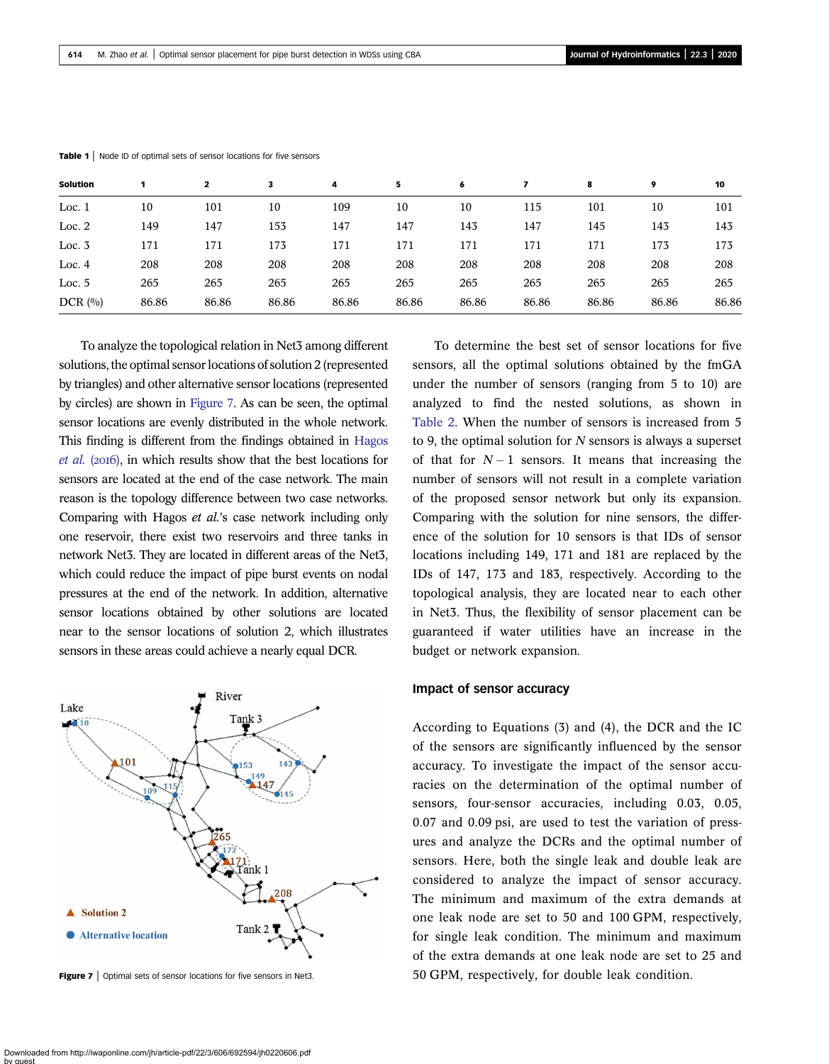**Table 1** | Node ID of optimal sets of sensor locations for five sensors

| Solution | 1 | 2 | 3 | 4 | 5 | 6 | 7 | 8 | 9 | 10 |
|---|---|---|---|---|---|---|---|---|---|---|
| Loc. 1 | 10 | 101 | 10 | 109 | 10 | 10 | 115 | 101 | 10 | 101 |
| Loc. 2 | 149 | 147 | 153 | 147 | 147 | 143 | 147 | 145 | 143 | 143 |
| Loc. 3 | 171 | 171 | 173 | 171 | 171 | 171 | 171 | 171 | 173 | 173 |
| Loc. 4 | 208 | 208 | 208 | 208 | 208 | 208 | 208 | 208 | 208 | 208 |
| Loc. 5 | 265 | 265 | 265 | 265 | 265 | 265 | 265 | 265 | 265 | 265 |
| DCR (%) | 86.86 | 86.86 | 86.86 | 86.86 | 86.86 | 86.86 | 86.86 | 86.86 | 86.86 | 86.86 |

To analyze the topological relation in Net3 among different solutions, the optimal sensor locations of solution 2 (represented by triangles) and other alternative sensor locations (represented by circles) are shown in Figure 7. As can be seen, the optimal sensor locations are evenly distributed in the whole network. This finding is different from the findings obtained in Hagos *et al.* (2016), in which results show that the best locations for sensors are located at the end of the case network. The main reason is the topology difference between two case networks. Comparing with Hagos *et al.*'s case network including only one reservoir, there exist two reservoirs and three tanks in network Net3. They are located in different areas of the Net3, which could reduce the impact of pipe burst events on nodal pressures at the end of the network. In addition, alternative sensor locations obtained by other solutions are located near to the sensor locations of solution 2, which illustrates sensors in these areas could achieve a nearly equal DCR.

**Figure 7** | Optimal sets of sensor locations for five sensors in Net3.

To determine the best set of sensor locations for five sensors, all the optimal solutions obtained by the fmGA under the number of sensors (ranging from 5 to 10) are analyzed to find the nested solutions, as shown in Table 2. When the number of sensors is increased from 5 to 9, the optimal solution for $N$ sensors is always a superset of that for $N - 1$ sensors. It means that increasing the number of sensors will not result in a complete variation of the proposed sensor network but only its expansion. Comparing with the solution for nine sensors, the difference of the solution for 10 sensors is that IDs of sensor locations including 149, 171 and 181 are replaced by the IDs of 147, 173 and 183, respectively. According to the topological analysis, they are located near to each other in Net3. Thus, the flexibility of sensor placement can be guaranteed if water utilities have an increase in the budget or network expansion.

### Impact of sensor accuracy

According to Equations (3) and (4), the DCR and the IC of the sensors are significantly influenced by the sensor accuracy. To investigate the impact of the sensor accuracies on the determination of the optimal number of sensors, four-sensor accuracies, including 0.03, 0.05, 0.07 and 0.09 psi, are used to test the variation of pressures and analyze the DCRs and the optimal number of sensors. Here, both the single leak and double leak are considered to analyze the impact of sensor accuracy. The minimum and maximum of the extra demands at one leak node are set to 50 and 100 GPM, respectively, for single leak condition. The minimum and maximum of the extra demands at one leak node are set to 25 and 50 GPM, respectively, for double leak condition.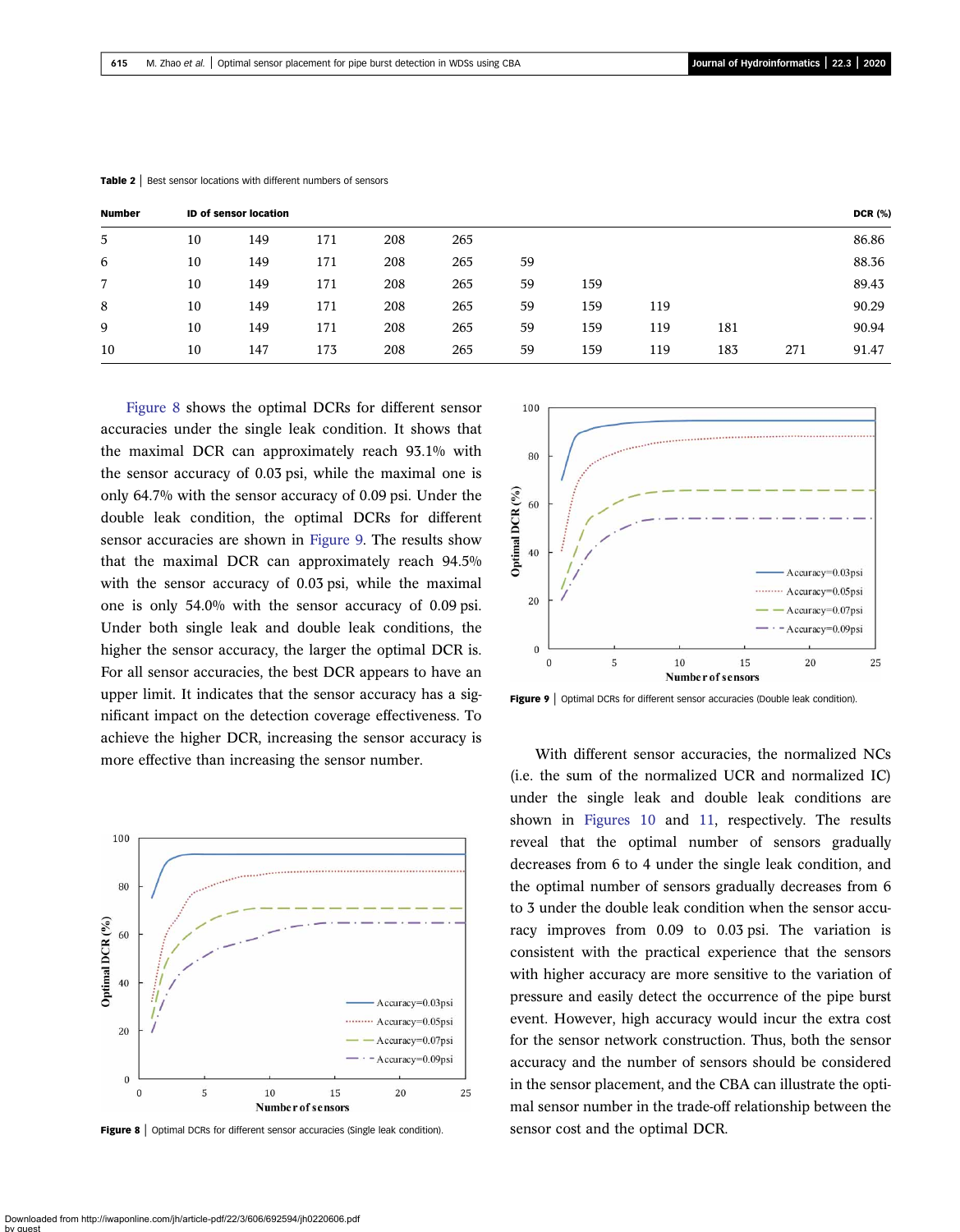**Table 2** | Best sensor locations with different numbers of sensors

| Number | ID of sensor location | | | | | | | | | | DCR (%) |
|---|---|---|---|---|---|---|---|---|---|---|---|
| 5 | 10 | 149 | 171 | 208 | 265 | | | | | | 86.86 |
| 6 | 10 | 149 | 171 | 208 | 265 | 59 | | | | | 88.36 |
| 7 | 10 | 149 | 171 | 208 | 265 | 59 | 159 | | | | 89.43 |
| 8 | 10 | 149 | 171 | 208 | 265 | 59 | 159 | 119 | | | 90.29 |
| 9 | 10 | 149 | 171 | 208 | 265 | 59 | 159 | 119 | 181 | | 90.94 |
| 10 | 10 | 147 | 173 | 208 | 265 | 59 | 159 | 119 | 183 | 271 | 91.47 |

Figure 8 shows the optimal DCRs for different sensor accuracies under the single leak condition. It shows that the maximal DCR can approximately reach 93.1% with the sensor accuracy of 0.03 psi, while the maximal one is only 64.7% with the sensor accuracy of 0.09 psi. Under the double leak condition, the optimal DCRs for different sensor accuracies are shown in Figure 9. The results show that the maximal DCR can approximately reach 94.5% with the sensor accuracy of 0.03 psi, while the maximal one is only 54.0% with the sensor accuracy of 0.09 psi. Under both single leak and double leak conditions, the higher the sensor accuracy, the larger the optimal DCR is. For all sensor accuracies, the best DCR appears to have an upper limit. It indicates that the sensor accuracy has a significant impact on the detection coverage effectiveness. To achieve the higher DCR, increasing the sensor accuracy is more effective than increasing the sensor number.

**Figure 8** | Optimal DCRs for different sensor accuracies (Single leak condition).

**Figure 9** | Optimal DCRs for different sensor accuracies (Double leak condition).

With different sensor accuracies, the normalized NCs (i.e. the sum of the normalized UCR and normalized IC) under the single leak and double leak conditions are shown in Figures 10 and 11, respectively. The results reveal that the optimal number of sensors gradually decreases from 6 to 4 under the single leak condition, and the optimal number of sensors gradually decreases from 6 to 3 under the double leak condition when the sensor accuracy improves from 0.09 to 0.03 psi. The variation is consistent with the practical experience that the sensors with higher accuracy are more sensitive to the variation of pressure and easily detect the occurrence of the pipe burst event. However, high accuracy would incur the extra cost for the sensor network construction. Thus, both the sensor accuracy and the number of sensors should be considered in the sensor placement, and the CBA can illustrate the optimal sensor number in the trade-off relationship between the sensor cost and the optimal DCR.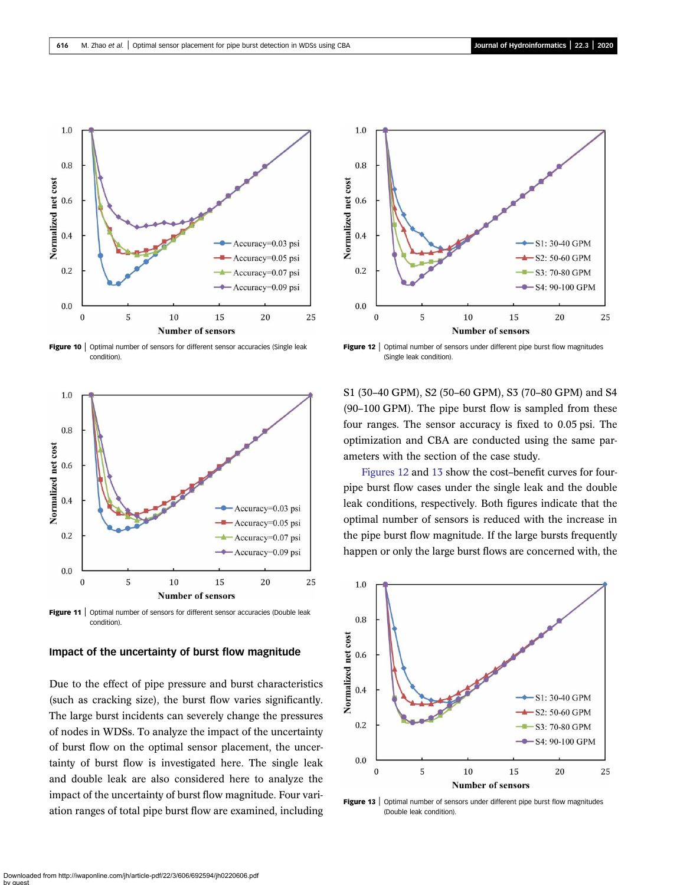Figure 10 | Optimal number of sensors for different sensor accuracies (Single leak condition).

Figure 11 | Optimal number of sensors for different sensor accuracies (Double leak condition).

### Impact of the uncertainty of burst flow magnitude

Due to the effect of pipe pressure and burst characteristics (such as cracking size), the burst flow varies significantly. The large burst incidents can severely change the pressures of nodes in WDSs. To analyze the impact of the uncertainty of burst flow on the optimal sensor placement, the uncertainty of burst flow is investigated here. The single leak and double leak are also considered here to analyze the impact of the uncertainty of burst flow magnitude. Four variation ranges of total pipe burst flow are examined, including S1 (30–40 GPM), S2 (50–60 GPM), S3 (70–80 GPM) and S4 (90–100 GPM). The pipe burst flow is sampled from these four ranges. The sensor accuracy is fixed to 0.05 psi. The optimization and CBA are conducted using the same parameters with the section of the case study.

Figures 12 and 13 show the cost–benefit curves for four-pipe burst flow cases under the single leak and the double leak conditions, respectively. Both figures indicate that the optimal number of sensors is reduced with the increase in the pipe burst flow magnitude. If the large bursts frequently happen or only the large burst flows are concerned with, the

Figure 12 | Optimal number of sensors under different pipe burst flow magnitudes (Single leak condition).

Figure 13 | Optimal number of sensors under different pipe burst flow magnitudes (Double leak condition).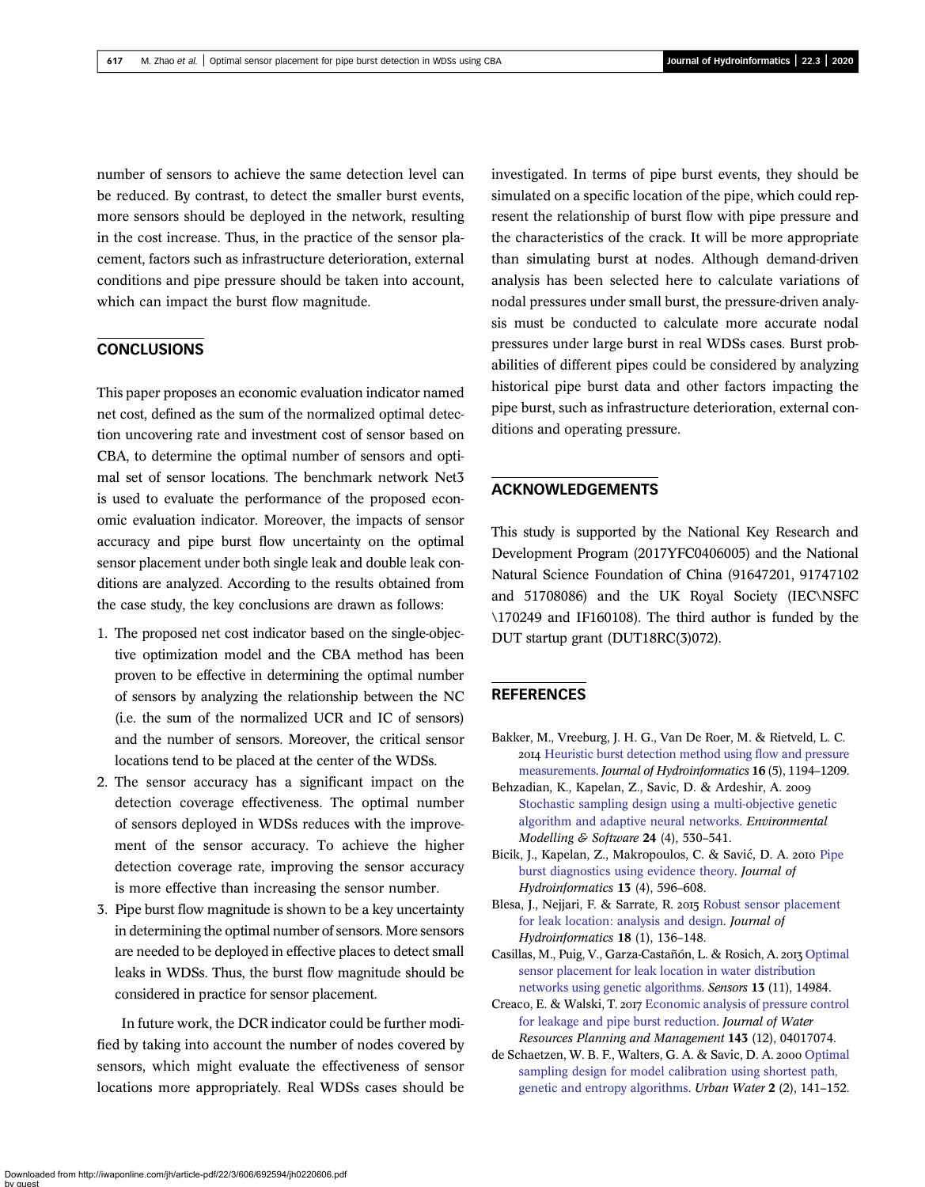number of sensors to achieve the same detection level can be reduced. By contrast, to detect the smaller burst events, more sensors should be deployed in the network, resulting in the cost increase. Thus, in the practice of the sensor placement, factors such as infrastructure deterioration, external conditions and pipe pressure should be taken into account, which can impact the burst flow magnitude.

## CONCLUSIONS

This paper proposes an economic evaluation indicator named net cost, defined as the sum of the normalized optimal detection uncovering rate and investment cost of sensor based on CBA, to determine the optimal number of sensors and optimal set of sensor locations. The benchmark network Net3 is used to evaluate the performance of the proposed economic evaluation indicator. Moreover, the impacts of sensor accuracy and pipe burst flow uncertainty on the optimal sensor placement under both single leak and double leak conditions are analyzed. According to the results obtained from the case study, the key conclusions are drawn as follows:

1. The proposed net cost indicator based on the single-objective optimization model and the CBA method has been proven to be effective in determining the optimal number of sensors by analyzing the relationship between the NC (i.e. the sum of the normalized UCR and IC of sensors) and the number of sensors. Moreover, the critical sensor locations tend to be placed at the center of the WDSs.
2. The sensor accuracy has a significant impact on the detection coverage effectiveness. The optimal number of sensors deployed in WDSs reduces with the improvement of the sensor accuracy. To achieve the higher detection coverage rate, improving the sensor accuracy is more effective than increasing the sensor number.
3. Pipe burst flow magnitude is shown to be a key uncertainty in determining the optimal number of sensors. More sensors are needed to be deployed in effective places to detect small leaks in WDSs. Thus, the burst flow magnitude should be considered in practice for sensor placement.

In future work, the DCR indicator could be further modified by taking into account the number of nodes covered by sensors, which might evaluate the effectiveness of sensor locations more appropriately. Real WDSs cases should be investigated. In terms of pipe burst events, they should be simulated on a specific location of the pipe, which could represent the relationship of burst flow with pipe pressure and the characteristics of the crack. It will be more appropriate than simulating burst at nodes. Although demand-driven analysis has been selected here to calculate variations of nodal pressures under small burst, the pressure-driven analysis must be conducted to calculate more accurate nodal pressures under large burst in real WDSs cases. Burst probabilities of different pipes could be considered by analyzing historical pipe burst data and other factors impacting the pipe burst, such as infrastructure deterioration, external conditions and operating pressure.

## ACKNOWLEDGEMENTS

This study is supported by the National Key Research and Development Program (2017YFC0406005) and the National Natural Science Foundation of China (91647201, 91747102 and 51708086) and the UK Royal Society (IEC\NSFC\170249 and IF160108). The third author is funded by the DUT startup grant (DUT18RC(3)072).

## REFERENCES

Bakker, M., Vreeburg, J. H. G., Van De Roer, M. & Rietveld, L. C. 2014 Heuristic burst detection method using flow and pressure measurements. *Journal of Hydroinformatics* **16** (5), 1194–1209.

Behzadian, K., Kapelan, Z., Savic, D. & Ardeshir, A. 2009 Stochastic sampling design using a multi-objective genetic algorithm and adaptive neural networks. *Environmental Modelling & Software* **24** (4), 530–541.

Bicik, J., Kapelan, Z., Makropoulos, C. & Savić, D. A. 2010 Pipe burst diagnostics using evidence theory. *Journal of Hydroinformatics* **13** (4), 596–608.

Blesa, J., Nejjari, F. & Sarrate, R. 2015 Robust sensor placement for leak location: analysis and design. *Journal of Hydroinformatics* **18** (1), 136–148.

Casillas, M., Puig, V., Garza-Castañón, L. & Rosich, A. 2013 Optimal sensor placement for leak location in water distribution networks using genetic algorithms. *Sensors* **13** (11), 14984.

Creaco, E. & Walski, T. 2017 Economic analysis of pressure control for leakage and pipe burst reduction. *Journal of Water Resources Planning and Management* **143** (12), 04017074.

de Schaetzen, W. B. F., Walters, G. A. & Savic, D. A. 2000 Optimal sampling design for model calibration using shortest path, genetic and entropy algorithms. *Urban Water* **2** (2), 141–152.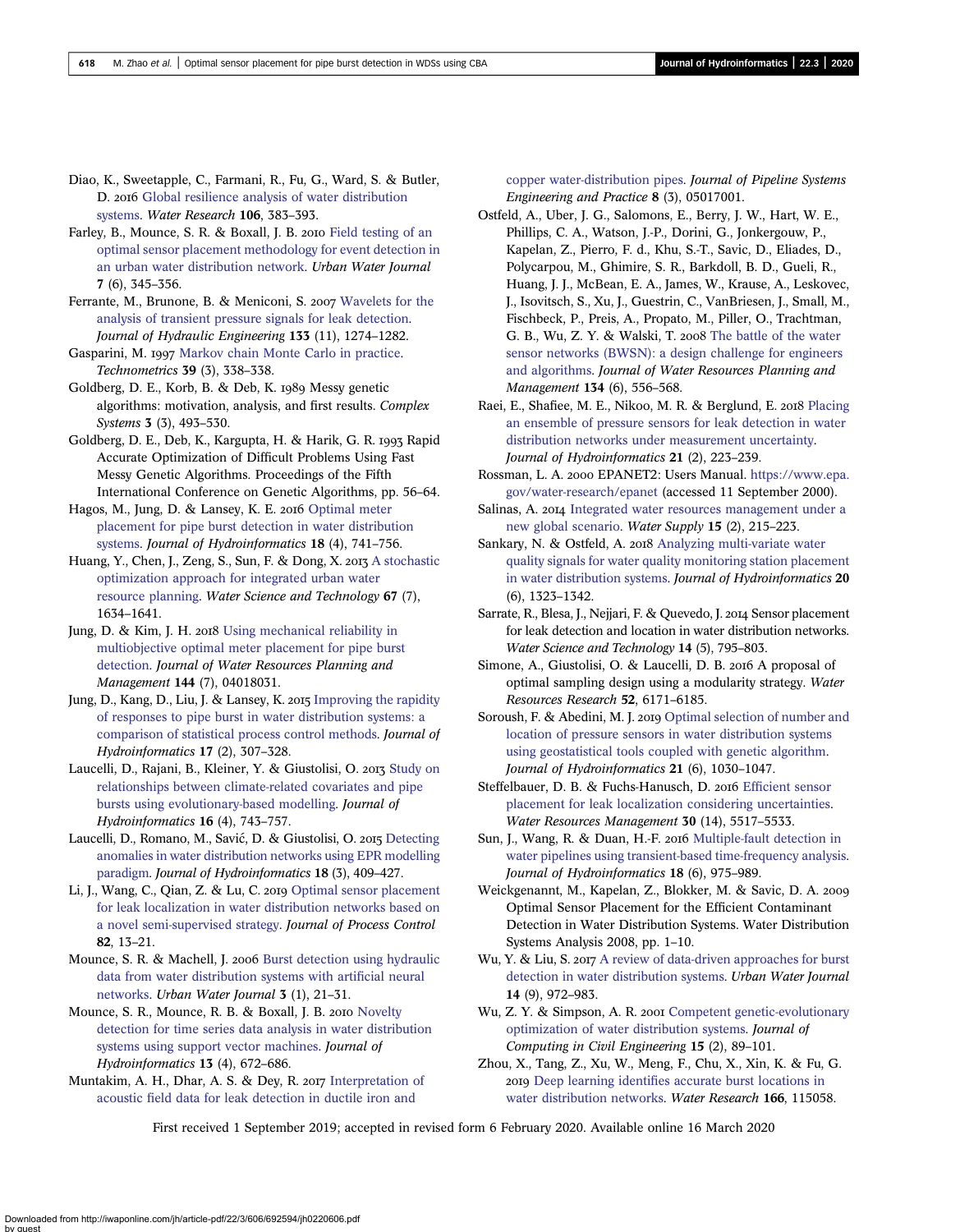Diao, K., Sweetapple, C., Farmani, R., Fu, G., Ward, S. & Butler, D. 2016 Global resilience analysis of water distribution systems. *Water Research* **106**, 383–393.

Farley, B., Mounce, S. R. & Boxall, J. B. 2010 Field testing of an optimal sensor placement methodology for event detection in an urban water distribution network. *Urban Water Journal* **7** (6), 345–356.

Ferrante, M., Brunone, B. & Meniconi, S. 2007 Wavelets for the analysis of transient pressure signals for leak detection. *Journal of Hydraulic Engineering* **133** (11), 1274–1282.

Gasparini, M. 1997 Markov chain Monte Carlo in practice. *Technometrics* **39** (3), 338–338.

Goldberg, D. E., Korb, B. & Deb, K. 1989 Messy genetic algorithms: motivation, analysis, and first results. *Complex Systems* **3** (3), 493–530.

Goldberg, D. E., Deb, K., Kargupta, H. & Harik, G. R. 1993 Rapid Accurate Optimization of Difficult Problems Using Fast Messy Genetic Algorithms. Proceedings of the Fifth International Conference on Genetic Algorithms, pp. 56–64.

Hagos, M., Jung, D. & Lansey, K. E. 2016 Optimal meter placement for pipe burst detection in water distribution systems. *Journal of Hydroinformatics* **18** (4), 741–756.

Huang, Y., Chen, J., Zeng, S., Sun, F. & Dong, X. 2013 A stochastic optimization approach for integrated urban water resource planning. *Water Science and Technology* **67** (7), 1634–1641.

Jung, D. & Kim, J. H. 2018 Using mechanical reliability in multiobjective optimal meter placement for pipe burst detection. *Journal of Water Resources Planning and Management* **144** (7), 04018031.

Jung, D., Kang, D., Liu, J. & Lansey, K. 2015 Improving the rapidity of responses to pipe burst in water distribution systems: a comparison of statistical process control methods. *Journal of Hydroinformatics* **17** (2), 307–328.

Laucelli, D., Rajani, B., Kleiner, Y. & Giustolisi, O. 2013 Study on relationships between climate-related covariates and pipe bursts using evolutionary-based modelling. *Journal of Hydroinformatics* **16** (4), 743–757.

Laucelli, D., Romano, M., Savić, D. & Giustolisi, O. 2015 Detecting anomalies in water distribution networks using EPR modelling paradigm. *Journal of Hydroinformatics* **18** (3), 409–427.

Li, J., Wang, C., Qian, Z. & Lu, C. 2019 Optimal sensor placement for leak localization in water distribution networks based on a novel semi-supervised strategy. *Journal of Process Control* **82**, 13–21.

Mounce, S. R. & Machell, J. 2006 Burst detection using hydraulic data from water distribution systems with artificial neural networks. *Urban Water Journal* **3** (1), 21–31.

Mounce, S. R., Mounce, R. B. & Boxall, J. B. 2010 Novelty detection for time series data analysis in water distribution systems using support vector machines. *Journal of Hydroinformatics* **13** (4), 672–686.

Muntakim, A. H., Dhar, A. S. & Dey, R. 2017 Interpretation of acoustic field data for leak detection in ductile iron and copper water-distribution pipes. *Journal of Pipeline Systems Engineering and Practice* **8** (3), 05017001.

Ostfeld, A., Uber, J. G., Salomons, E., Berry, J. W., Hart, W. E., Phillips, C. A., Watson, J.-P., Dorini, G., Jonkergouw, P., Kapelan, Z., Pierro, F. d., Khu, S.-T., Savic, D., Eliades, D., Polycarpou, M., Ghimire, S. R., Barkdoll, B. D., Gueli, R., Huang, J. J., McBean, E. A., James, W., Krause, A., Leskovec, J., Isovitsch, S., Xu, J., Guestrin, C., VanBriesen, J., Small, M., Fischbeck, P., Preis, A., Propato, M., Piller, O., Trachtman, G. B., Wu, Z. Y. & Walski, T. 2008 The battle of the water sensor networks (BWSN): a design challenge for engineers and algorithms. *Journal of Water Resources Planning and Management* **134** (6), 556–568.

Raei, E., Shafiee, M. E., Nikoo, M. R. & Berglund, E. 2018 Placing an ensemble of pressure sensors for leak detection in water distribution networks under measurement uncertainty. *Journal of Hydroinformatics* **21** (2), 223–239.

Rossman, L. A. 2000 EPANET2: Users Manual. https://www.epa.gov/water-research/epanet (accessed 11 September 2000).

Salinas, A. 2014 Integrated water resources management under a new global scenario. *Water Supply* **15** (2), 215–223.

Sankary, N. & Ostfeld, A. 2018 Analyzing multi-variate water quality signals for water quality monitoring station placement in water distribution systems. *Journal of Hydroinformatics* **20** (6), 1323–1342.

Sarrate, R., Blesa, J., Nejjari, F. & Quevedo, J. 2014 Sensor placement for leak detection and location in water distribution networks. *Water Science and Technology* **14** (5), 795–803.

Simone, A., Giustolisi, O. & Laucelli, D. B. 2016 A proposal of optimal sampling design using a modularity strategy. *Water Resources Research* **52**, 6171–6185.

Soroush, F. & Abedini, M. J. 2019 Optimal selection of number and location of pressure sensors in water distribution systems using geostatistical tools coupled with genetic algorithm. *Journal of Hydroinformatics* **21** (6), 1030–1047.

Steffelbauer, D. B. & Fuchs-Hanusch, D. 2016 Efficient sensor placement for leak localization considering uncertainties. *Water Resources Management* **30** (14), 5517–5533.

Sun, J., Wang, R. & Duan, H.-F. 2016 Multiple-fault detection in water pipelines using transient-based time-frequency analysis. *Journal of Hydroinformatics* **18** (6), 975–989.

Weickgenannt, M., Kapelan, Z., Blokker, M. & Savic, D. A. 2009 Optimal Sensor Placement for the Efficient Contaminant Detection in Water Distribution Systems. Water Distribution Systems Analysis 2008, pp. 1–10.

Wu, Y. & Liu, S. 2017 A review of data-driven approaches for burst detection in water distribution systems. *Urban Water Journal* **14** (9), 972–983.

Wu, Z. Y. & Simpson, A. R. 2001 Competent genetic-evolutionary optimization of water distribution systems. *Journal of Computing in Civil Engineering* **15** (2), 89–101.

Zhou, X., Tang, Z., Xu, W., Meng, F., Chu, X., Xin, K. & Fu, G. 2019 Deep learning identifies accurate burst locations in water distribution networks. *Water Research* **166**, 115058.

First received 1 September 2019; accepted in revised form 6 February 2020. Available online 16 March 2020